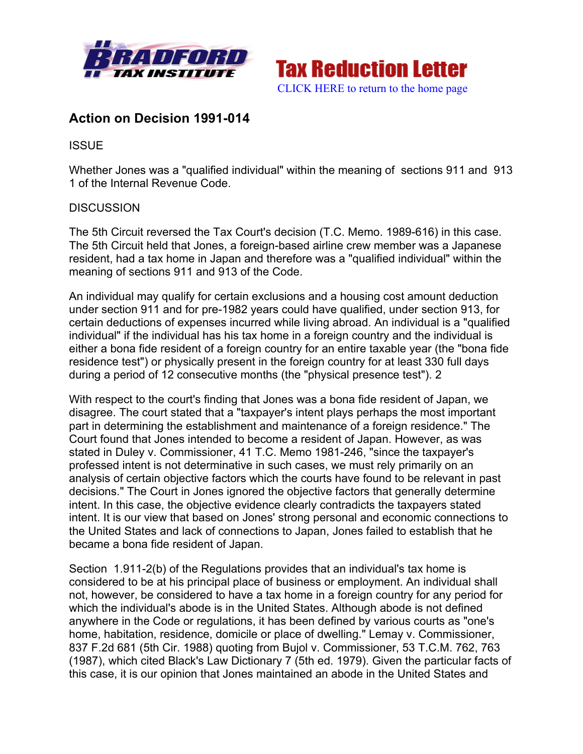Tax Reduction Letter

CLICK HERE to return to the home page

## Action on Decision 1991-014

ISSUE

Whether Jones was a "qualified individual" within the meaning of sections 911 and 913 1 of the Internal Revenue Code.

DISCUSSION

The 5th Circuit reversed the Tax Court's decision (T.C. Memo. 1989-616) in this case. The 5th Circuit held that Jones, a foreign-based airline crew member was a Japanese resident, had a tax home in Japan and therefore was a "qualified individual" within the meaning of sections 911 and 913 of the Code.

An individual may qualify for certain exclusions and a housing cost amount deduction under section 911 and for pre-1982 years could have qualified, under section 913, for certain deductions of expenses incurred while living abroad. An individual is a "qualified individual" if the individual has his tax home in a foreign country and the individual is either a bona fide resident of a foreign country for an entire taxable year (the "bona fide residence test") or physically present in the foreign country for at least 330 full days during a period of 12 consecutive months (the "physical presence test"). 2

With respect to the court's finding that Jones was a bona fide resident of Japan, we disagree. The court stated that a "taxpayer's intent plays perhaps the most important part in determining the establishment and maintenance of a foreign residence." The Court found that Jones intended to become a resident of Japan. However, as was stated in Duley v. Commissioner, 41 T.C. Memo 1981-246, "since the taxpayer's professed intent is not determinative in such cases, we must rely primarily on an analysis of certain objective factors which the courts have found to be relevant in past decisions." The Court in Jones ignored the objective factors that generally determine intent. In this case, the objective evidence clearly contradicts the taxpayers stated intent. It is our view that based on Jones' strong personal and economic connections to the United States and lack of connections to Japan, Jones failed to establish that he became a bona fide resident of Japan.

Section 1.911-2(b) of the Regulations provides that an individual's tax home is considered to be at his principal place of business or employment. An individual shall not, however, be considered to have a tax home in a foreign country for any period for which the individual's abode is in the United States. Although abode is not defined anywhere in the Code or regulations, it has been defined by various courts as "one's home, habitation, residence, domicile or place of dwelling." Lemay v. Commissioner, 837 F.2d 681 (5th Cir. 1988) quoting from Bujol v. Commissioner, 53 T.C.M. 762, 763 (1987), which cited Black's Law Dictionary 7 (5th ed. 1979). Given the particular facts of this case, it is our opinion that Jones maintained an abode in the United States and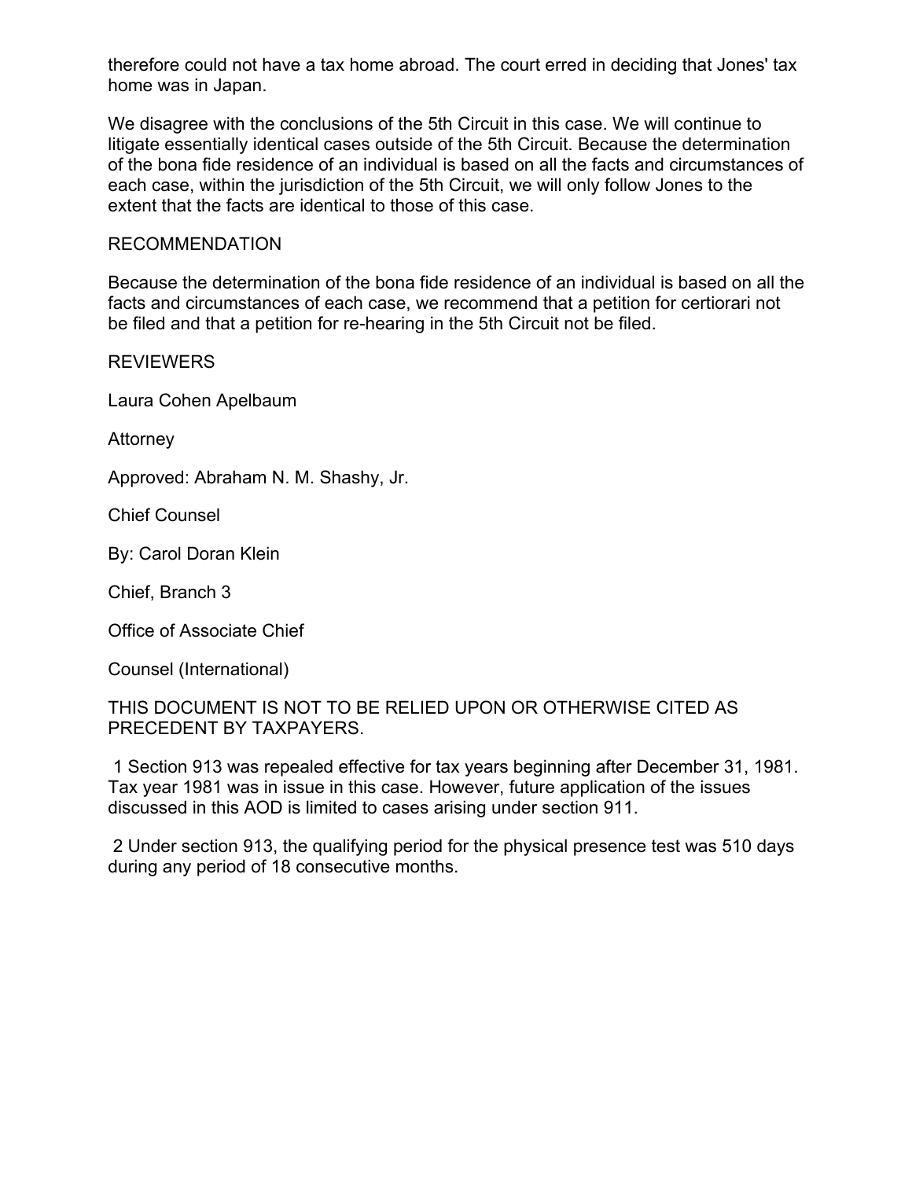therefore could not have a tax home abroad. The court erred in deciding that Jones' tax home was in Japan.

We disagree with the conclusions of the 5th Circuit in this case. We will continue to litigate essentially identical cases outside of the 5th Circuit. Because the determination of the bona fide residence of an individual is based on all the facts and circumstances of each case, within the jurisdiction of the 5th Circuit, we will only follow Jones to the extent that the facts are identical to those of this case.

RECOMMENDATION

Because the determination of the bona fide residence of an individual is based on all the facts and circumstances of each case, we recommend that a petition for certiorari not be filed and that a petition for re-hearing in the 5th Circuit not be filed.

REVIEWERS

Laura Cohen Apelbaum

Attorney

Approved: Abraham N. M. Shashy, Jr.

Chief Counsel

By: Carol Doran Klein

Chief, Branch 3

Office of Associate Chief

Counsel (International)

THIS DOCUMENT IS NOT TO BE RELIED UPON OR OTHERWISE CITED AS PRECEDENT BY TAXPAYERS.

[1] Section 913 was repealed effective for tax years beginning after December 31, 1981. Tax year 1981 was in issue in this case. However, future application of the issues discussed in this AOD is limited to cases arising under section 911.

[2] Under section 913, the qualifying period for the physical presence test was 510 days during any period of 18 consecutive months.